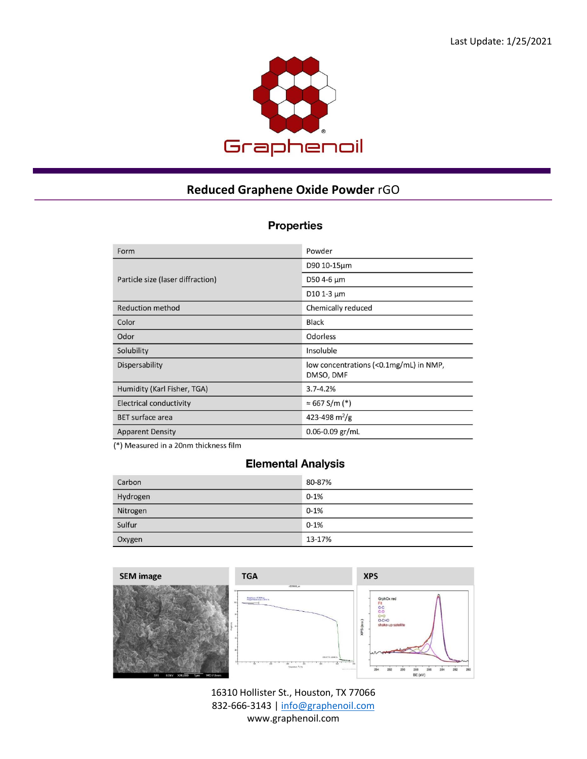Last Update: 1/25/2021

Graphenoil®

# Reduced Graphene Oxide Powder rGO

## Properties

| Property | Value |
|---|---|
| Form | Powder |
| Particle size (laser diffraction) | D90 10-15µm |
| | D50 4-6 µm |
| | D10 1-3 µm |
| Reduction method | Chemically reduced |
| Color | Black |
| Odor | Odorless |
| Solubility | Insoluble |
| Dispersability | low concentrations (<0.1mg/mL) in NMP, DMSO, DMF |
| Humidity (Karl Fisher, TGA) | 3.7-4.2% |
| Electrical conductivity | ≈ 667 S/m (*) |
| BET surface area | 423-498 $m^2/g$ |
| Apparent Density | 0.06-0.09 gr/mL |

(*) Measured in a 20nm thickness film

## Elemental Analysis

| Element | Content |
|---|---|
| Carbon | 80-87% |
| Hydrogen | 0-1% |
| Nitrogen | 0-1% |
| Sulfur | 0-1% |
| Oxygen | 13-17% |

**SEM image** | **TGA** | **XPS**

16310 Hollister St., Houston, TX 77066
832-666-3143 | info@graphenoil.com
www.graphenoil.com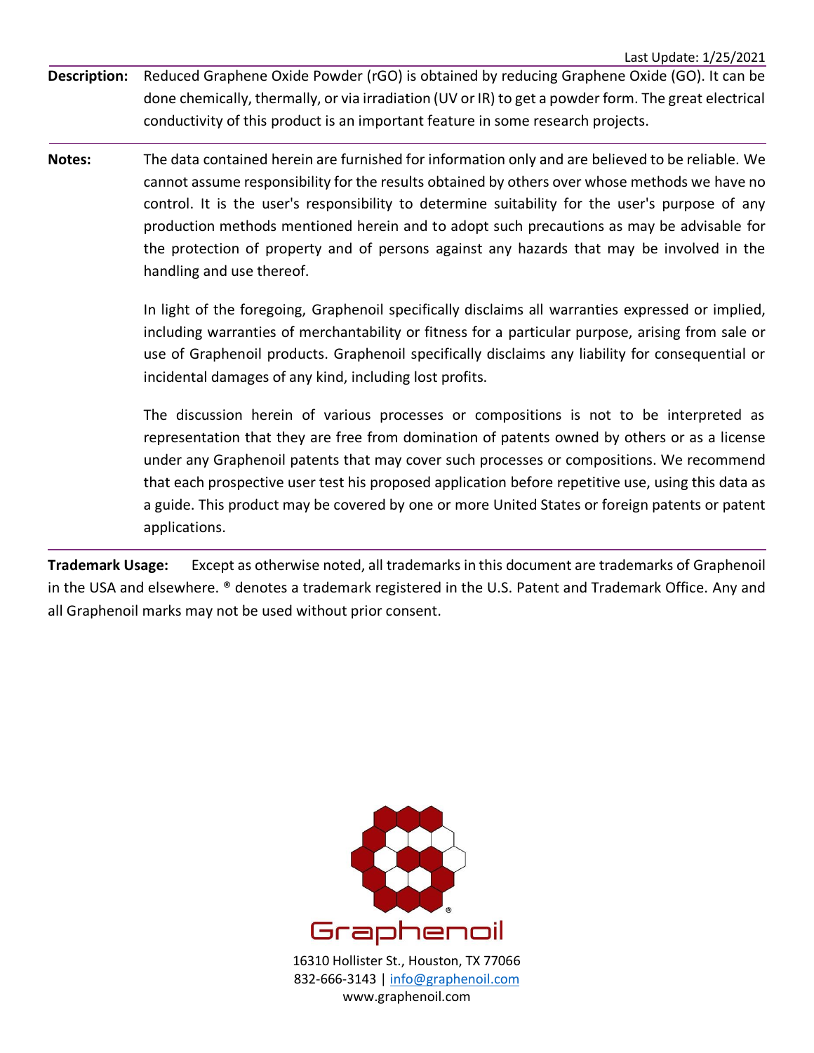Last Update: 1/25/2021

**Description:** Reduced Graphene Oxide Powder (rGO) is obtained by reducing Graphene Oxide (GO). It can be done chemically, thermally, or via irradiation (UV or IR) to get a powder form. The great electrical conductivity of this product is an important feature in some research projects.

**Notes:** The data contained herein are furnished for information only and are believed to be reliable. We cannot assume responsibility for the results obtained by others over whose methods we have no control. It is the user's responsibility to determine suitability for the user's purpose of any production methods mentioned herein and to adopt such precautions as may be advisable for the protection of property and of persons against any hazards that may be involved in the handling and use thereof.

In light of the foregoing, Graphenoil specifically disclaims all warranties expressed or implied, including warranties of merchantability or fitness for a particular purpose, arising from sale or use of Graphenoil products. Graphenoil specifically disclaims any liability for consequential or incidental damages of any kind, including lost profits.

The discussion herein of various processes or compositions is not to be interpreted as representation that they are free from domination of patents owned by others or as a license under any Graphenoil patents that may cover such processes or compositions. We recommend that each prospective user test his proposed application before repetitive use, using this data as a guide. This product may be covered by one or more United States or foreign patents or patent applications.

**Trademark Usage:** Except as otherwise noted, all trademarks in this document are trademarks of Graphenoil in the USA and elsewhere. ® denotes a trademark registered in the U.S. Patent and Trademark Office. Any and all Graphenoil marks may not be used without prior consent.

Graphenoil®

16310 Hollister St., Houston, TX 77066
832-666-3143 | info@graphenoil.com
www.graphenoil.com